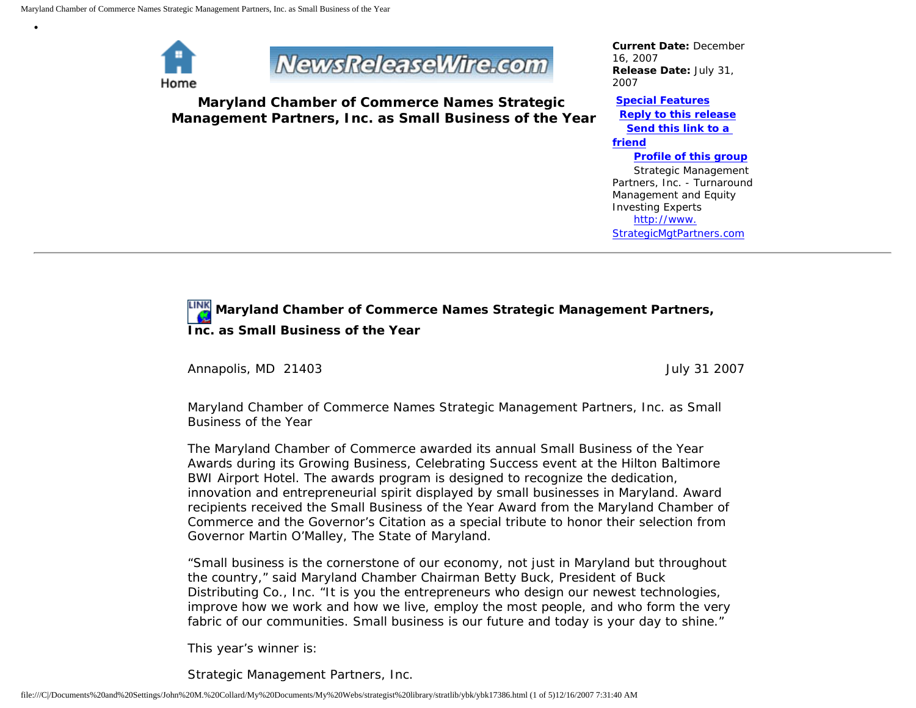Home

NewsReleaseWire.com

**Maryland Chamber of Commerce Names Strategic Management Partners, Inc. as Small Business of the Year**

**Current Date:** December 16, 2007
**Release Date:** July 31, 2007

**Special Features**
**Reply to this release**
**Send this link to a friend**
**Profile of this group**

Strategic Management Partners, Inc. - Turnaround Management and Equity Investing Experts
http://www.StrategicMgtPartners.com

---

## Maryland Chamber of Commerce Names Strategic Management Partners, Inc. as Small Business of the Year

Annapolis, MD 21403 — July 31 2007

Maryland Chamber of Commerce Names Strategic Management Partners, Inc. as Small Business of the Year

The Maryland Chamber of Commerce awarded its annual Small Business of the Year Awards during its Growing Business, Celebrating Success event at the Hilton Baltimore BWI Airport Hotel. The awards program is designed to recognize the dedication, innovation and entrepreneurial spirit displayed by small businesses in Maryland. Award recipients received the Small Business of the Year Award from the Maryland Chamber of Commerce and the Governor's Citation as a special tribute to honor their selection from Governor Martin O'Malley, The State of Maryland.

"Small business is the cornerstone of our economy, not just in Maryland but throughout the country," said Maryland Chamber Chairman Betty Buck, President of Buck Distributing Co., Inc. "It is you the entrepreneurs who design our newest technologies, improve how we work and how we live, employ the most people, and who form the very fabric of our communities. Small business is our future and today is your day to shine."

This year's winner is:

Strategic Management Partners, Inc.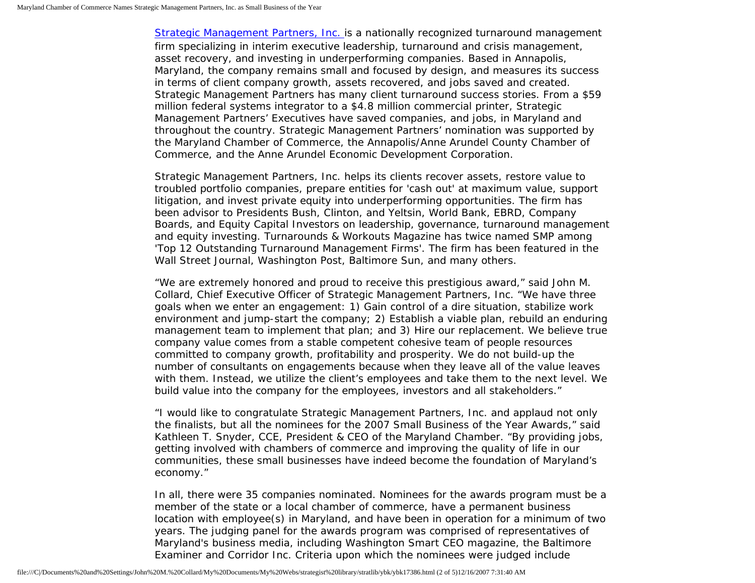[Strategic Management Partners, Inc.](Strategic Management Partners, Inc.) is a nationally recognized turnaround management firm specializing in interim executive leadership, turnaround and crisis management, asset recovery, and investing in underperforming companies. Based in Annapolis, Maryland, the company remains small and focused by design, and measures its success in terms of client company growth, assets recovered, and jobs saved and created. Strategic Management Partners has many client turnaround success stories. From a $59 million federal systems integrator to a $4.8 million commercial printer, Strategic Management Partners' Executives have saved companies, and jobs, in Maryland and throughout the country. Strategic Management Partners' nomination was supported by the Maryland Chamber of Commerce, the Annapolis/Anne Arundel County Chamber of Commerce, and the Anne Arundel Economic Development Corporation.

Strategic Management Partners, Inc. helps its clients recover assets, restore value to troubled portfolio companies, prepare entities for 'cash out' at maximum value, support litigation, and invest private equity into underperforming opportunities. The firm has been advisor to Presidents Bush, Clinton, and Yeltsin, World Bank, EBRD, Company Boards, and Equity Capital Investors on leadership, governance, turnaround management and equity investing. Turnarounds & Workouts Magazine has twice named SMP among 'Top 12 Outstanding Turnaround Management Firms'. The firm has been featured in the Wall Street Journal, Washington Post, Baltimore Sun, and many others.

"We are extremely honored and proud to receive this prestigious award," said John M. Collard, Chief Executive Officer of Strategic Management Partners, Inc. "We have three goals when we enter an engagement: 1) Gain control of a dire situation, stabilize work environment and jump-start the company; 2) Establish a viable plan, rebuild an enduring management team to implement that plan; and 3) Hire our replacement. We believe true company value comes from a stable competent cohesive team of people resources committed to company growth, profitability and prosperity. We do not build-up the number of consultants on engagements because when they leave all of the value leaves with them. Instead, we utilize the client's employees and take them to the next level. We build value into the company for the employees, investors and all stakeholders."

"I would like to congratulate Strategic Management Partners, Inc. and applaud not only the finalists, but all the nominees for the 2007 Small Business of the Year Awards," said Kathleen T. Snyder, CCE, President & CEO of the Maryland Chamber. "By providing jobs, getting involved with chambers of commerce and improving the quality of life in our communities, these small businesses have indeed become the foundation of Maryland's economy."

In all, there were 35 companies nominated. Nominees for the awards program must be a member of the state or a local chamber of commerce, have a permanent business location with employee(s) in Maryland, and have been in operation for a minimum of two years. The judging panel for the awards program was comprised of representatives of Maryland's business media, including Washington Smart CEO magazine, the Baltimore Examiner and Corridor Inc. Criteria upon which the nominees were judged include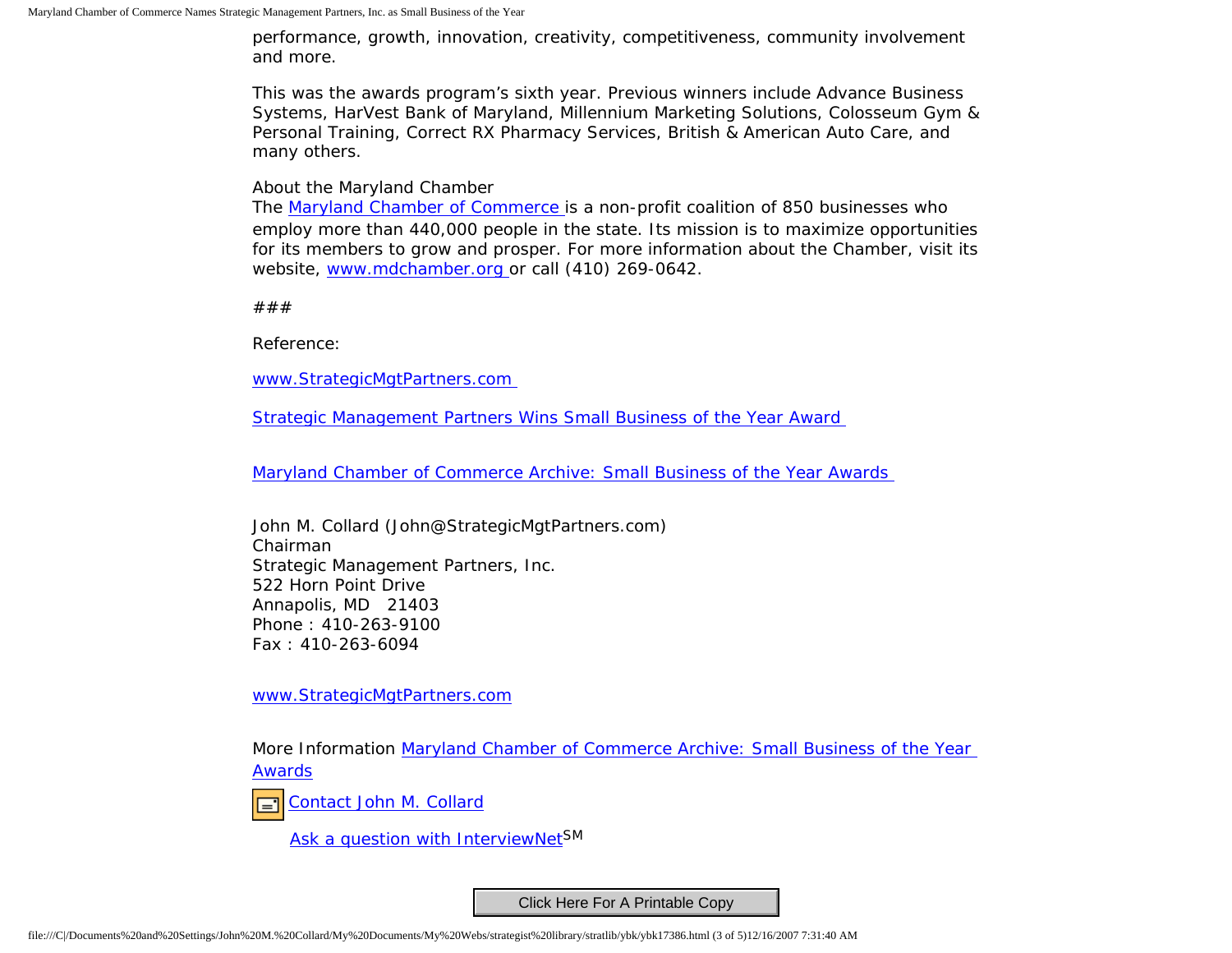performance, growth, innovation, creativity, competitiveness, community involvement and more.

This was the awards program's sixth year. Previous winners include Advance Business Systems, HarVest Bank of Maryland, Millennium Marketing Solutions, Colosseum Gym & Personal Training, Correct RX Pharmacy Services, British & American Auto Care, and many others.

About the Maryland Chamber
The Maryland Chamber of Commerce is a non-profit coalition of 850 businesses who employ more than 440,000 people in the state. Its mission is to maximize opportunities for its members to grow and prosper. For more information about the Chamber, visit its website, www.mdchamber.org or call (410) 269-0642.

###

Reference:

www.StrategicMgtPartners.com

Strategic Management Partners Wins Small Business of the Year Award

Maryland Chamber of Commerce Archive: Small Business of the Year Awards

John M. Collard (John@StrategicMgtPartners.com)
Chairman
Strategic Management Partners, Inc.
522 Horn Point Drive
Annapolis, MD 21403
Phone : 410-263-9100
Fax : 410-263-6094

www.StrategicMgtPartners.com

More Information Maryland Chamber of Commerce Archive: Small Business of the Year Awards

Contact John M. Collard

Ask a question with InterviewNet[SM]

Click Here For A Printable Copy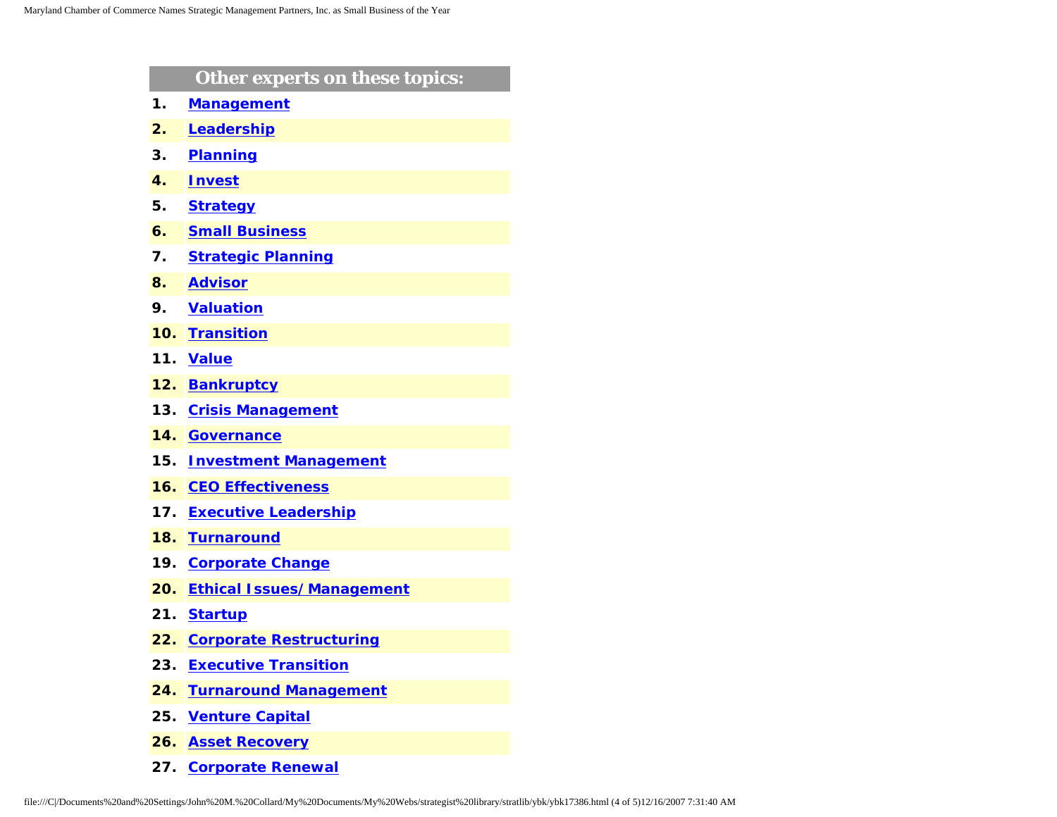## Other experts on these topics:

1. Management
2. Leadership
3. Planning
4. Invest
5. Strategy
6. Small Business
7. Strategic Planning
8. Advisor
9. Valuation
10. Transition
11. Value
12. Bankruptcy
13. Crisis Management
14. Governance
15. Investment Management
16. CEO Effectiveness
17. Executive Leadership
18. Turnaround
19. Corporate Change
20. Ethical Issues/Management
21. Startup
22. Corporate Restructuring
23. Executive Transition
24. Turnaround Management
25. Venture Capital
26. Asset Recovery
27. Corporate Renewal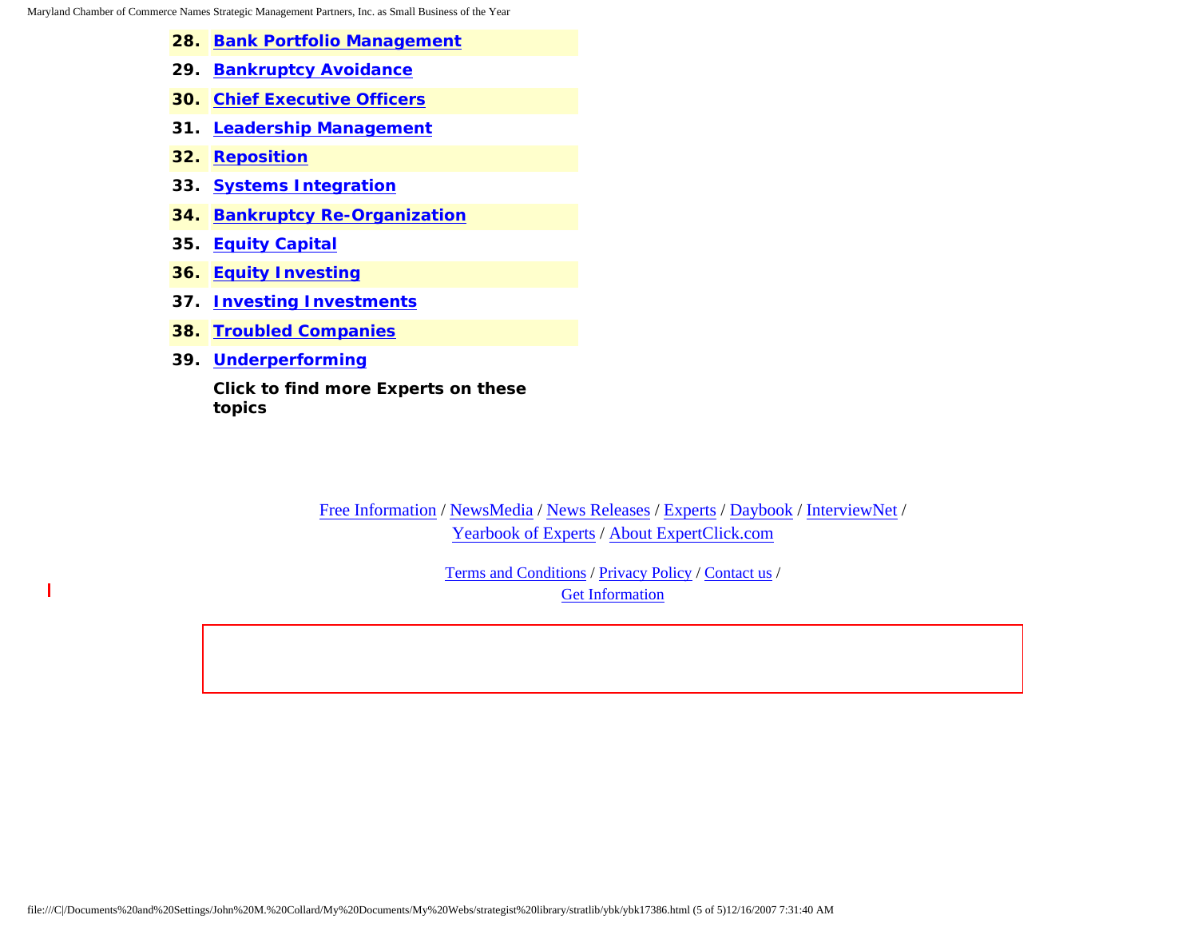28. **Bank Portfolio Management**
29. **Bankruptcy Avoidance**
30. **Chief Executive Officers**
31. **Leadership Management**
32. **Reposition**
33. **Systems Integration**
34. **Bankruptcy Re-Organization**
35. **Equity Capital**
36. **Equity Investing**
37. **Investing Investments**
38. **Troubled Companies**
39. **Underperforming**

**Click to find more Experts on these topics**

Free Information / NewsMedia / News Releases / Experts / Daybook / InterviewNet / Yearbook of Experts / About ExpertClick.com

Terms and Conditions / Privacy Policy / Contact us / Get Information